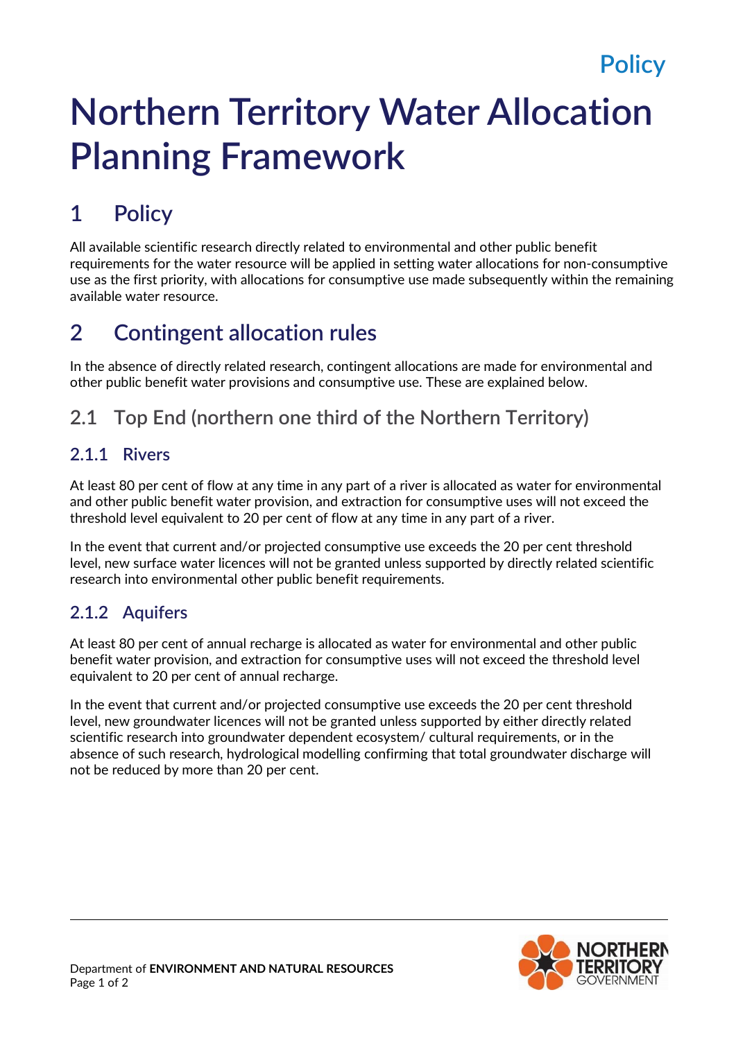Policy

# Northern Territory Water Allocation Planning Framework

## 1 Policy

All available scientific research directly related to environmental and other public benefit requirements for the water resource will be applied in setting water allocations for non-consumptive use as the first priority, with allocations for consumptive use made subsequently within the remaining available water resource.

## 2 Contingent allocation rules

In the absence of directly related research, contingent allocations are made for environmental and other public benefit water provisions and consumptive use. These are explained below.

### 2.1 Top End (northern one third of the Northern Territory)

#### 2.1.1 Rivers

At least 80 per cent of flow at any time in any part of a river is allocated as water for environmental and other public benefit water provision, and extraction for consumptive uses will not exceed the threshold level equivalent to 20 per cent of flow at any time in any part of a river.

In the event that current and/or projected consumptive use exceeds the 20 per cent threshold level, new surface water licences will not be granted unless supported by directly related scientific research into environmental other public benefit requirements.

#### 2.1.2 Aquifers

At least 80 per cent of annual recharge is allocated as water for environmental and other public benefit water provision, and extraction for consumptive uses will not exceed the threshold level equivalent to 20 per cent of annual recharge.

In the event that current and/or projected consumptive use exceeds the 20 per cent threshold level, new groundwater licences will not be granted unless supported by either directly related scientific research into groundwater dependent ecosystem/ cultural requirements, or in the absence of such research, hydrological modelling confirming that total groundwater discharge will not be reduced by more than 20 per cent.

Department of **ENVIRONMENT AND NATURAL RESOURCES**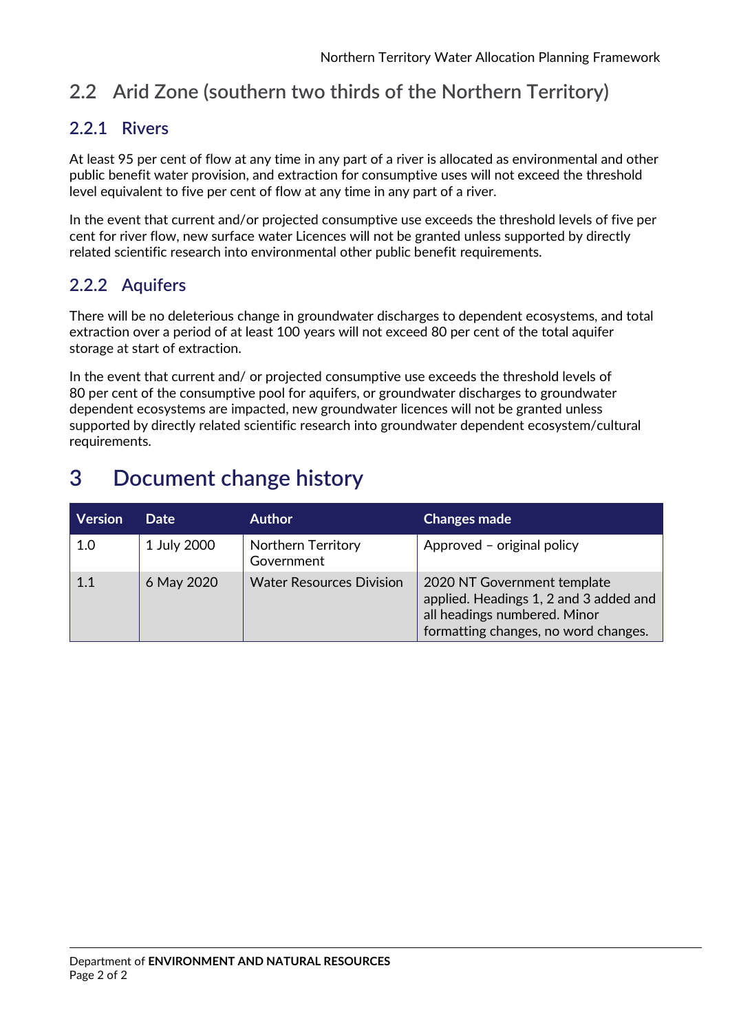## 2.2 Arid Zone (southern two thirds of the Northern Territory)

### 2.2.1 Rivers

At least 95 per cent of flow at any time in any part of a river is allocated as environmental and other public benefit water provision, and extraction for consumptive uses will not exceed the threshold level equivalent to five per cent of flow at any time in any part of a river.

In the event that current and/or projected consumptive use exceeds the threshold levels of five per cent for river flow, new surface water Licences will not be granted unless supported by directly related scientific research into environmental other public benefit requirements.

### 2.2.2 Aquifers

There will be no deleterious change in groundwater discharges to dependent ecosystems, and total extraction over a period of at least 100 years will not exceed 80 per cent of the total aquifer storage at start of extraction.

In the event that current and/ or projected consumptive use exceeds the threshold levels of 80 per cent of the consumptive pool for aquifers, or groundwater discharges to groundwater dependent ecosystems are impacted, new groundwater licences will not be granted unless supported by directly related scientific research into groundwater dependent ecosystem/cultural requirements.

# 3 Document change history

| Version | Date | Author | Changes made |
|---|---|---|---|
| 1.0 | 1 July 2000 | Northern Territory Government | Approved – original policy |
| 1.1 | 6 May 2020 | Water Resources Division | 2020 NT Government template applied. Headings 1, 2 and 3 added and all headings numbered. Minor formatting changes, no word changes. |